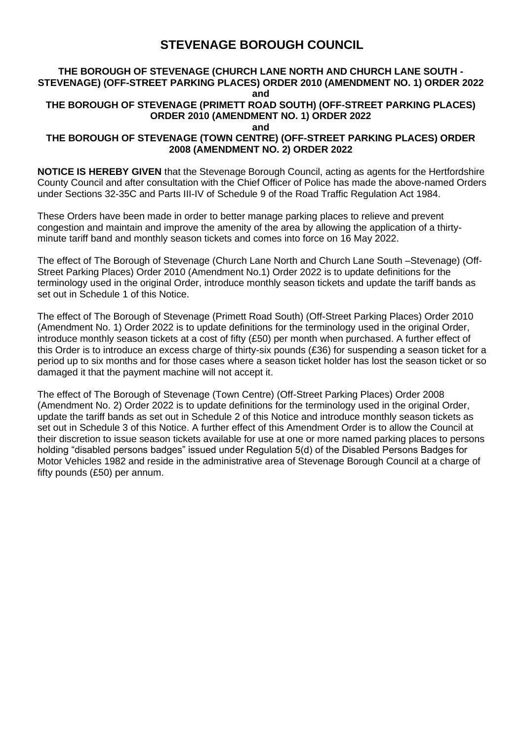# STEVENAGE BOROUGH COUNCIL

**THE BOROUGH OF STEVENAGE (CHURCH LANE NORTH AND CHURCH LANE SOUTH - STEVENAGE) (OFF-STREET PARKING PLACES) ORDER 2010 (AMENDMENT NO. 1) ORDER 2022**

**and**

**THE BOROUGH OF STEVENAGE (PRIMETT ROAD SOUTH) (OFF-STREET PARKING PLACES) ORDER 2010 (AMENDMENT NO. 1) ORDER 2022**

**and**

**THE BOROUGH OF STEVENAGE (TOWN CENTRE) (OFF-STREET PARKING PLACES) ORDER 2008 (AMENDMENT NO. 2) ORDER 2022**

**NOTICE IS HEREBY GIVEN** that the Stevenage Borough Council, acting as agents for the Hertfordshire County Council and after consultation with the Chief Officer of Police has made the above-named Orders under Sections 32-35C and Parts III-IV of Schedule 9 of the Road Traffic Regulation Act 1984.

These Orders have been made in order to better manage parking places to relieve and prevent congestion and maintain and improve the amenity of the area by allowing the application of a thirty-minute tariff band and monthly season tickets and comes into force on 16 May 2022.

The effect of The Borough of Stevenage (Church Lane North and Church Lane South –Stevenage) (Off-Street Parking Places) Order 2010 (Amendment No.1) Order 2022 is to update definitions for the terminology used in the original Order, introduce monthly season tickets and update the tariff bands as set out in Schedule 1 of this Notice.

The effect of The Borough of Stevenage (Primett Road South) (Off-Street Parking Places) Order 2010 (Amendment No. 1) Order 2022 is to update definitions for the terminology used in the original Order, introduce monthly season tickets at a cost of fifty (£50) per month when purchased. A further effect of this Order is to introduce an excess charge of thirty-six pounds (£36) for suspending a season ticket for a period up to six months and for those cases where a season ticket holder has lost the season ticket or so damaged it that the payment machine will not accept it.

The effect of The Borough of Stevenage (Town Centre) (Off-Street Parking Places) Order 2008 (Amendment No. 2) Order 2022 is to update definitions for the terminology used in the original Order, update the tariff bands as set out in Schedule 2 of this Notice and introduce monthly season tickets as set out in Schedule 3 of this Notice. A further effect of this Amendment Order is to allow the Council at their discretion to issue season tickets available for use at one or more named parking places to persons holding "disabled persons badges" issued under Regulation 5(d) of the Disabled Persons Badges for Motor Vehicles 1982 and reside in the administrative area of Stevenage Borough Council at a charge of fifty pounds (£50) per annum.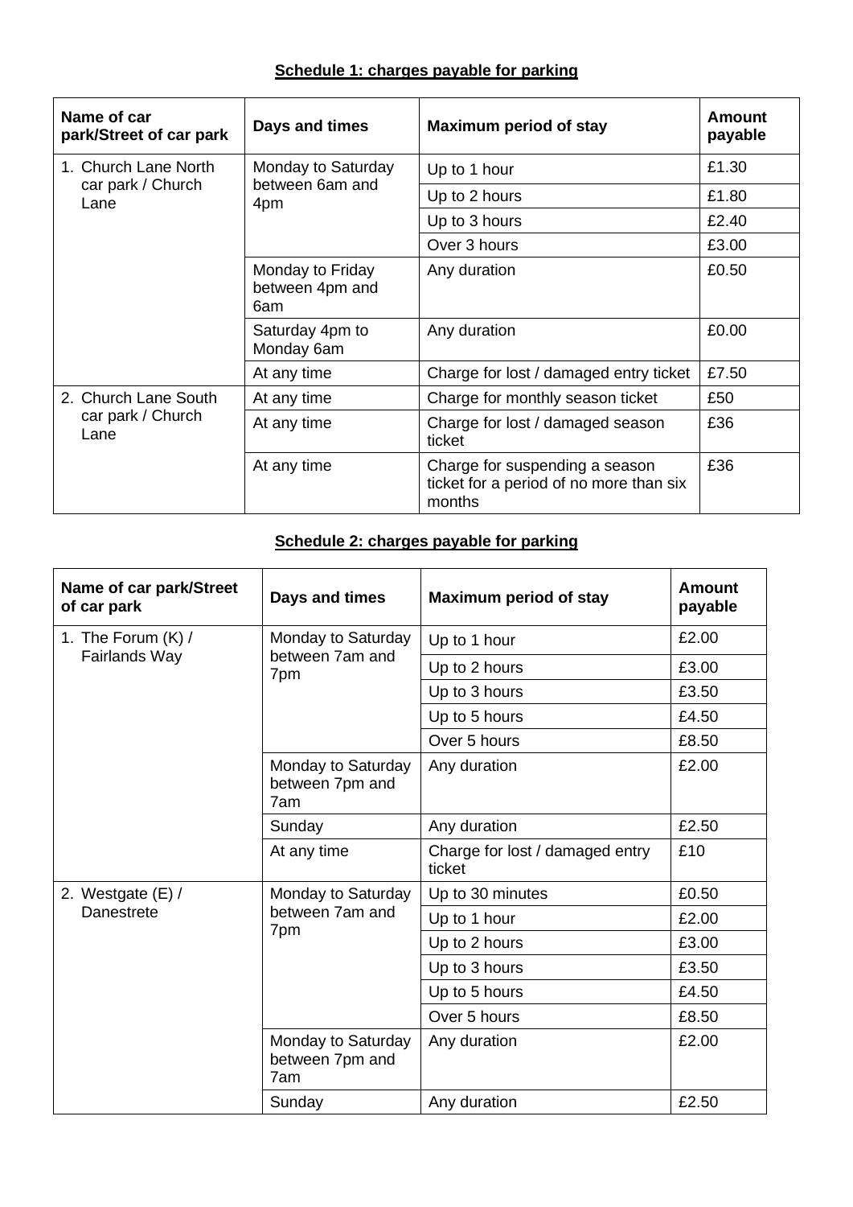**Schedule 1: charges payable for parking**

| Name of car park/Street of car park | Days and times | Maximum period of stay | Amount payable |
| --- | --- | --- | --- |
| 1. Church Lane North car park / Church Lane | Monday to Saturday between 6am and 4pm | Up to 1 hour | £1.30 |
| | | Up to 2 hours | £1.80 |
| | | Up to 3 hours | £2.40 |
| | | Over 3 hours | £3.00 |
| | Monday to Friday between 4pm and 6am | Any duration | £0.50 |
| | Saturday 4pm to Monday 6am | Any duration | £0.00 |
| | At any time | Charge for lost / damaged entry ticket | £7.50 |
| 2. Church Lane South car park / Church Lane | At any time | Charge for monthly season ticket | £50 |
| | At any time | Charge for lost / damaged season ticket | £36 |
| | At any time | Charge for suspending a season ticket for a period of no more than six months | £36 |

**Schedule 2: charges payable for parking**

| Name of car park/Street of car park | Days and times | Maximum period of stay | Amount payable |
| --- | --- | --- | --- |
| 1. The Forum (K) / Fairlands Way | Monday to Saturday between 7am and 7pm | Up to 1 hour | £2.00 |
| | | Up to 2 hours | £3.00 |
| | | Up to 3 hours | £3.50 |
| | | Up to 5 hours | £4.50 |
| | | Over 5 hours | £8.50 |
| | Monday to Saturday between 7pm and 7am | Any duration | £2.00 |
| | Sunday | Any duration | £2.50 |
| | At any time | Charge for lost / damaged entry ticket | £10 |
| 2. Westgate (E) / Danestrete | Monday to Saturday between 7am and 7pm | Up to 30 minutes | £0.50 |
| | | Up to 1 hour | £2.00 |
| | | Up to 2 hours | £3.00 |
| | | Up to 3 hours | £3.50 |
| | | Up to 5 hours | £4.50 |
| | | Over 5 hours | £8.50 |
| | Monday to Saturday between 7pm and 7am | Any duration | £2.00 |
| | Sunday | Any duration | £2.50 |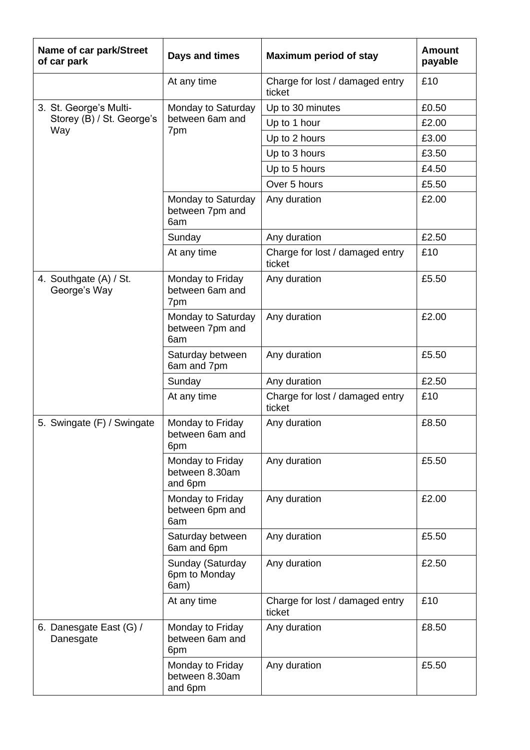| Name of car park/Street of car park | Days and times | Maximum period of stay | Amount payable |
|---|---|---|---|
| | At any time | Charge for lost / damaged entry ticket | £10 |
| 3. St. George's Multi-Storey (B) / St. George's Way | Monday to Saturday between 6am and 7pm | Up to 30 minutes | £0.50 |
| | | Up to 1 hour | £2.00 |
| | | Up to 2 hours | £3.00 |
| | | Up to 3 hours | £3.50 |
| | | Up to 5 hours | £4.50 |
| | | Over 5 hours | £5.50 |
| | Monday to Saturday between 7pm and 6am | Any duration | £2.00 |
| | Sunday | Any duration | £2.50 |
| | At any time | Charge for lost / damaged entry ticket | £10 |
| 4. Southgate (A) / St. George's Way | Monday to Friday between 6am and 7pm | Any duration | £5.50 |
| | Monday to Saturday between 7pm and 6am | Any duration | £2.00 |
| | Saturday between 6am and 7pm | Any duration | £5.50 |
| | Sunday | Any duration | £2.50 |
| | At any time | Charge for lost / damaged entry ticket | £10 |
| 5. Swingate (F) / Swingate | Monday to Friday between 6am and 6pm | Any duration | £8.50 |
| | Monday to Friday between 8.30am and 6pm | Any duration | £5.50 |
| | Monday to Friday between 6pm and 6am | Any duration | £2.00 |
| | Saturday between 6am and 6pm | Any duration | £5.50 |
| | Sunday (Saturday 6pm to Monday 6am) | Any duration | £2.50 |
| | At any time | Charge for lost / damaged entry ticket | £10 |
| 6. Danesgate East (G) / Danesgate | Monday to Friday between 6am and 6pm | Any duration | £8.50 |
| | Monday to Friday between 8.30am and 6pm | Any duration | £5.50 |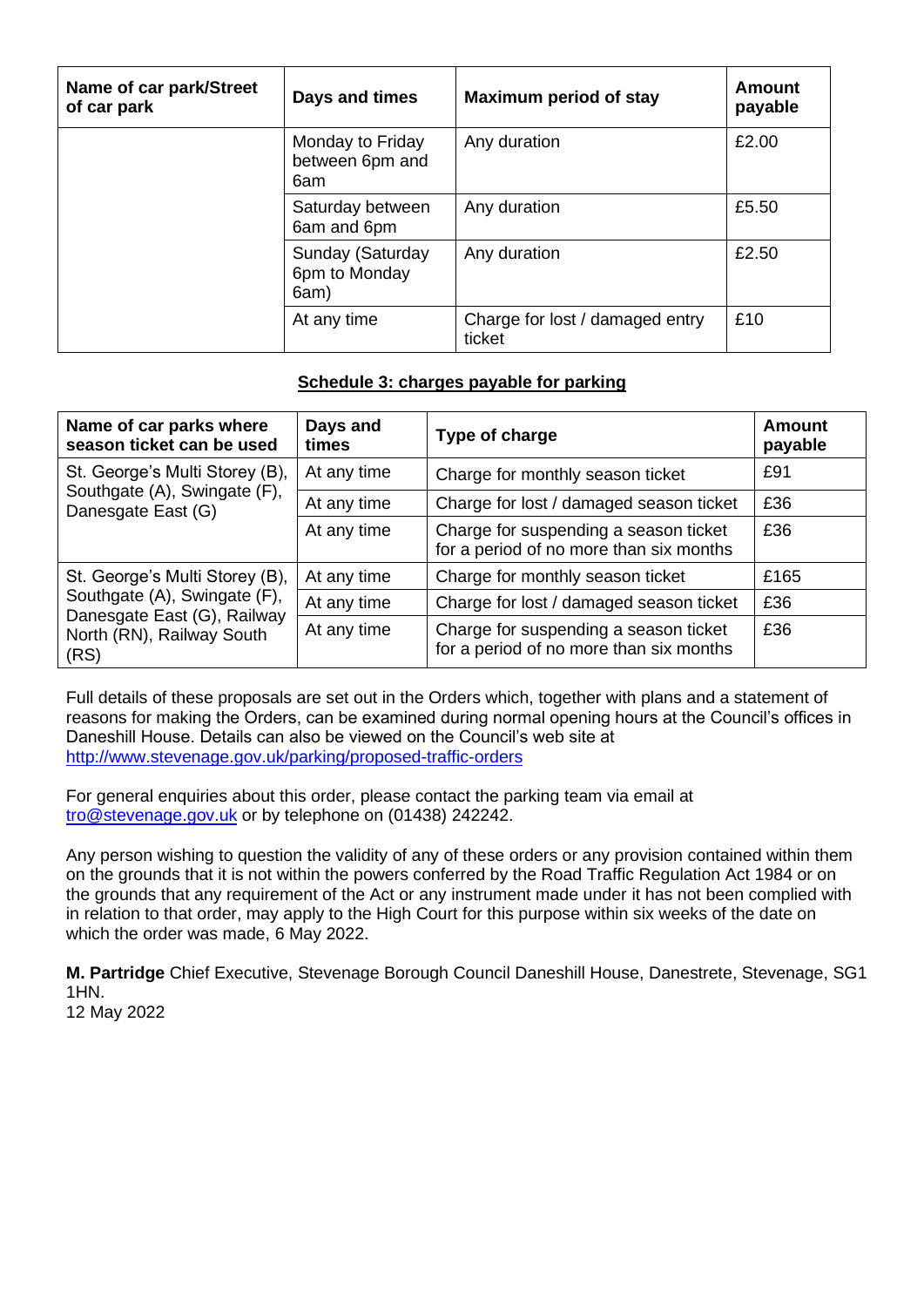| Name of car park/Street of car park | Days and times | Maximum period of stay | Amount payable |
| --- | --- | --- | --- |
| | Monday to Friday between 6pm and 6am | Any duration | £2.00 |
| | Saturday between 6am and 6pm | Any duration | £5.50 |
| | Sunday (Saturday 6pm to Monday 6am) | Any duration | £2.50 |
| | At any time | Charge for lost / damaged entry ticket | £10 |

**Schedule 3: charges payable for parking**

| Name of car parks where season ticket can be used | Days and times | Type of charge | Amount payable |
| --- | --- | --- | --- |
| St. George's Multi Storey (B), Southgate (A), Swingate (F), Danesgate East (G) | At any time | Charge for monthly season ticket | £91 |
| | At any time | Charge for lost / damaged season ticket | £36 |
| | At any time | Charge for suspending a season ticket for a period of no more than six months | £36 |
| St. George's Multi Storey (B), Southgate (A), Swingate (F), Danesgate East (G), Railway North (RN), Railway South (RS) | At any time | Charge for monthly season ticket | £165 |
| | At any time | Charge for lost / damaged season ticket | £36 |
| | At any time | Charge for suspending a season ticket for a period of no more than six months | £36 |

Full details of these proposals are set out in the Orders which, together with plans and a statement of reasons for making the Orders, can be examined during normal opening hours at the Council's offices in Daneshill House. Details can also be viewed on the Council's web site at http://www.stevenage.gov.uk/parking/proposed-traffic-orders

For general enquiries about this order, please contact the parking team via email at tro@stevenage.gov.uk or by telephone on (01438) 242242.

Any person wishing to question the validity of any of these orders or any provision contained within them on the grounds that it is not within the powers conferred by the Road Traffic Regulation Act 1984 or on the grounds that any requirement of the Act or any instrument made under it has not been complied with in relation to that order, may apply to the High Court for this purpose within six weeks of the date on which the order was made, 6 May 2022.

**M. Partridge** Chief Executive, Stevenage Borough Council Daneshill House, Danestrete, Stevenage, SG1 1HN.
12 May 2022